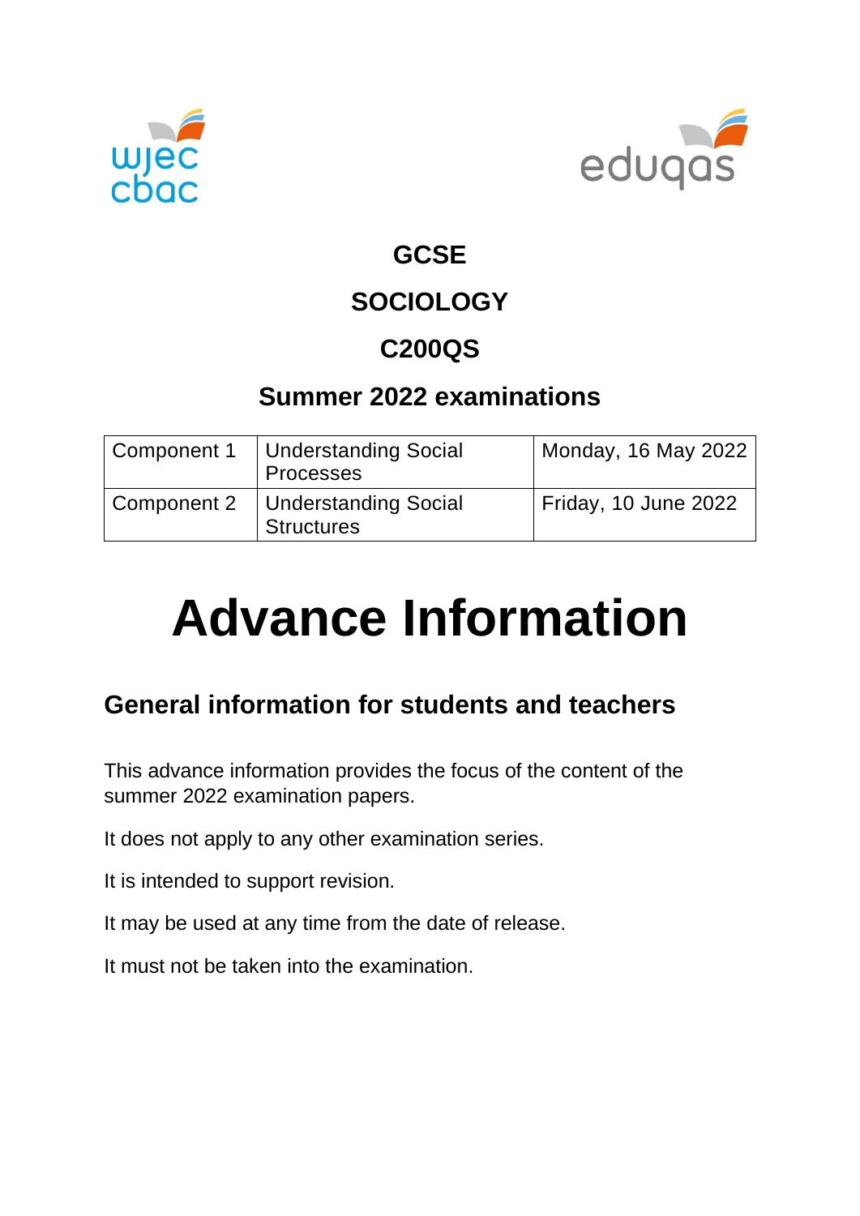# GCSE

# SOCIOLOGY

# C200QS

## Summer 2022 examinations

| Component 1 | Understanding Social Processes | Monday, 16 May 2022 |
|---|---|---|
| Component 2 | Understanding Social Structures | Friday, 10 June 2022 |

# Advance Information

## General information for students and teachers

This advance information provides the focus of the content of the summer 2022 examination papers.

It does not apply to any other examination series.

It is intended to support revision.

It may be used at any time from the date of release.

It must not be taken into the examination.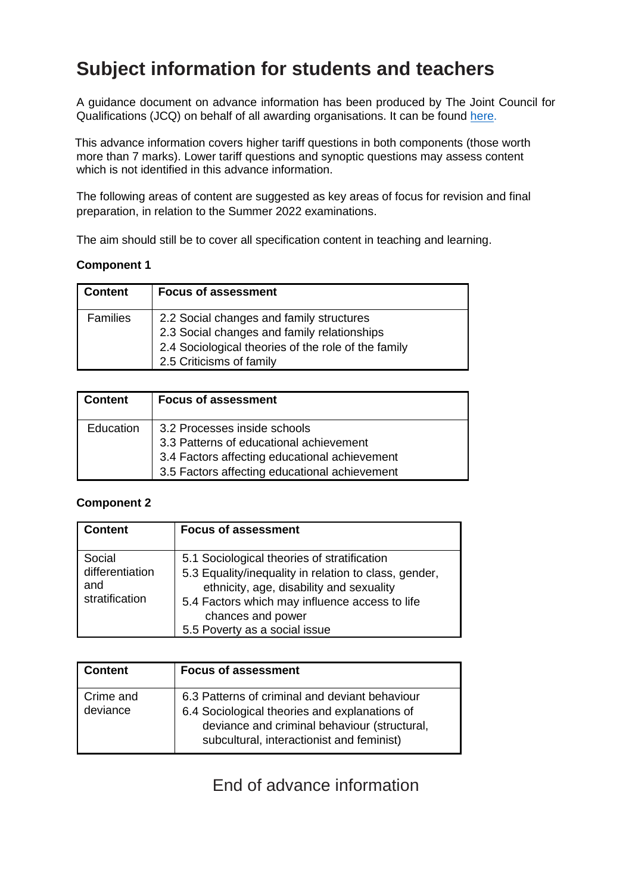# Subject information for students and teachers

A guidance document on advance information has been produced by The Joint Council for Qualifications (JCQ) on behalf of all awarding organisations. It can be found [here](here).

This advance information covers higher tariff questions in both components (those worth more than 7 marks). Lower tariff questions and synoptic questions may assess content which is not identified in this advance information.

The following areas of content are suggested as key areas of focus for revision and final preparation, in relation to the Summer 2022 examinations.

The aim should still be to cover all specification content in teaching and learning.

**Component 1**

| Content | Focus of assessment |
|---|---|
| Families | 2.2 Social changes and family structures<br>2.3 Social changes and family relationships<br>2.4 Sociological theories of the role of the family<br>2.5 Criticisms of family |

| Content | Focus of assessment |
|---|---|
| Education | 3.2 Processes inside schools<br>3.3 Patterns of educational achievement<br>3.4 Factors affecting educational achievement<br>3.5 Factors affecting educational achievement |

**Component 2**

| Content | Focus of assessment |
|---|---|
| Social differentiation and stratification | 5.1 Sociological theories of stratification<br>5.3 Equality/inequality in relation to class, gender, ethnicity, age, disability and sexuality<br>5.4 Factors which may influence access to life chances and power<br>5.5 Poverty as a social issue |

| Content | Focus of assessment |
|---|---|
| Crime and deviance | 6.3 Patterns of criminal and deviant behaviour<br>6.4 Sociological theories and explanations of deviance and criminal behaviour (structural, subcultural, interactionist and feminist) |

End of advance information